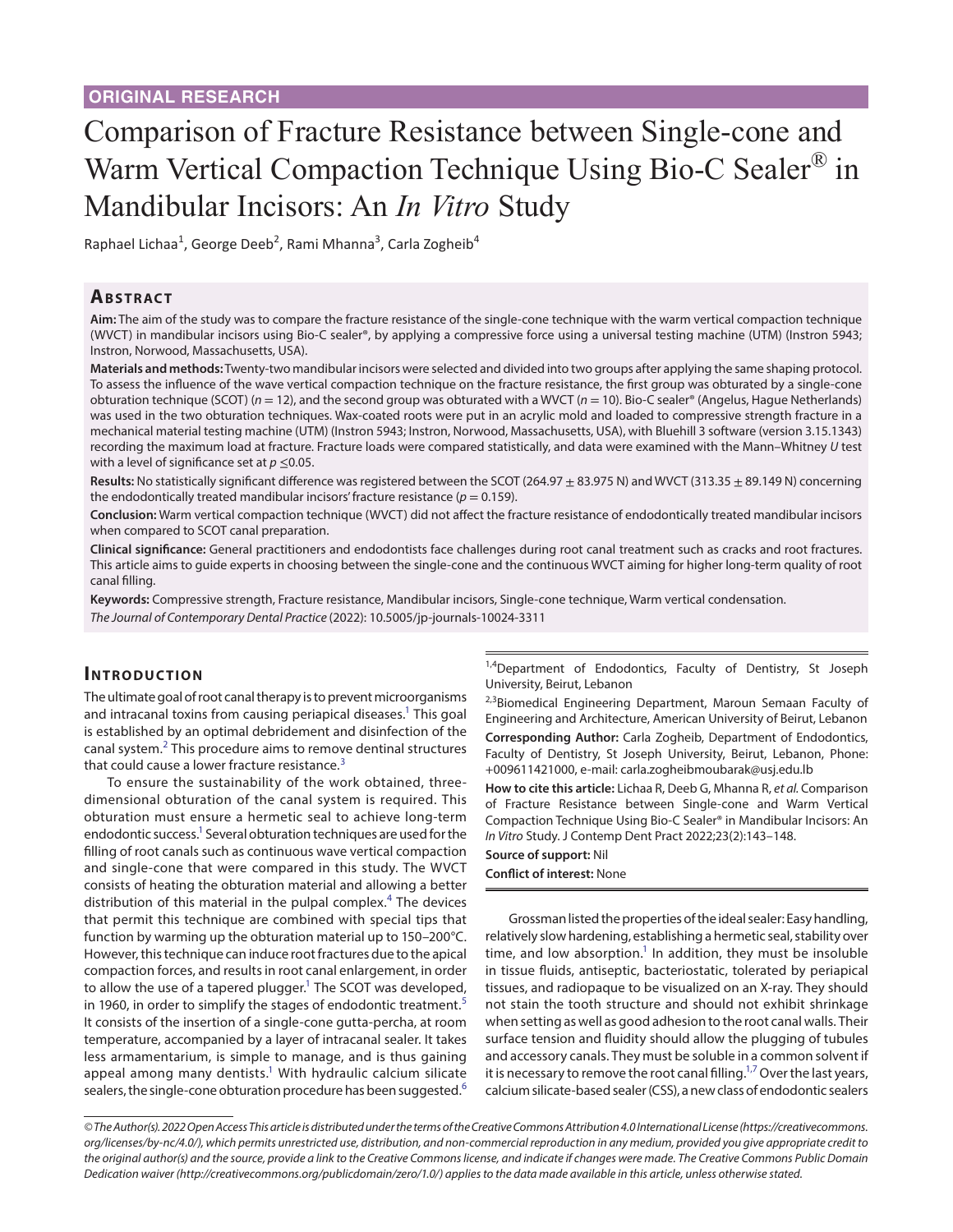ORIGINAL RESEARCH

# Comparison of Fracture Resistance between Single-cone and Warm Vertical Compaction Technique Using Bio-C Sealer® in Mandibular Incisors: An *In Vitro* Study

Raphael Lichaa[1], George Deeb[2], Rami Mhanna[3], Carla Zogheib[4]

## Abstract

**Aim:** The aim of the study was to compare the fracture resistance of the single-cone technique with the warm vertical compaction technique (WVCT) in mandibular incisors using Bio-C sealer®, by applying a compressive force using a universal testing machine (UTM) (Instron 5943; Instron, Norwood, Massachusetts, USA).

**Materials and methods:** Twenty-two mandibular incisors were selected and divided into two groups after applying the same shaping protocol. To assess the influence of the wave vertical compaction technique on the fracture resistance, the first group was obturated by a single-cone obturation technique (SCOT) ($n = 12$), and the second group was obturated with a WVCT ($n = 10$). Bio-C sealer® (Angelus, Hague Netherlands) was used in the two obturation techniques. Wax-coated roots were put in an acrylic mold and loaded to compressive strength fracture in a mechanical material testing machine (UTM) (Instron 5943; Instron, Norwood, Massachusetts, USA), with Bluehill 3 software (version 3.15.1343) recording the maximum load at fracture. Fracture loads were compared statistically, and data were examined with the Mann–Whitney *U* test with a level of significance set at $p \leq 0.05$.

**Results:** No statistically significant difference was registered between the SCOT (264.97 ± 83.975 N) and WVCT (313.35 ± 89.149 N) concerning the endodontically treated mandibular incisors' fracture resistance ($p = 0.159$).

**Conclusion:** Warm vertical compaction technique (WVCT) did not affect the fracture resistance of endodontically treated mandibular incisors when compared to SCOT canal preparation.

**Clinical significance:** General practitioners and endodontists face challenges during root canal treatment such as cracks and root fractures. This article aims to guide experts in choosing between the single-cone and the continuous WVCT aiming for higher long-term quality of root canal filling.

**Keywords:** Compressive strength, Fracture resistance, Mandibular incisors, Single-cone technique, Warm vertical condensation.

*The Journal of Contemporary Dental Practice* (2022): 10.5005/jp-journals-10024-3311

[1,4]Department of Endodontics, Faculty of Dentistry, St Joseph University, Beirut, Lebanon

[2,3]Biomedical Engineering Department, Maroun Semaan Faculty of Engineering and Architecture, American University of Beirut, Lebanon

**Corresponding Author:** Carla Zogheib, Department of Endodontics, Faculty of Dentistry, St Joseph University, Beirut, Lebanon, Phone: +009611421000, e-mail: carla.zogheibmoubarak@usj.edu.lb

**How to cite this article:** Lichaa R, Deeb G, Mhanna R, *et al.* Comparison of Fracture Resistance between Single-cone and Warm Vertical Compaction Technique Using Bio-C Sealer® in Mandibular Incisors: An *In Vitro* Study. J Contemp Dent Pract 2022;23(2):143–148.

**Source of support:** Nil

**Conflict of interest:** None

## Introduction

The ultimate goal of root canal therapy is to prevent microorganisms and intracanal toxins from causing periapical diseases.[1] This goal is established by an optimal debridement and disinfection of the canal system.[2] This procedure aims to remove dentinal structures that could cause a lower fracture resistance.[3]

To ensure the sustainability of the work obtained, three-dimensional obturation of the canal system is required. This obturation must ensure a hermetic seal to achieve long-term endodontic success.[1] Several obturation techniques are used for the filling of root canals such as continuous wave vertical compaction and single-cone that were compared in this study. The WVCT consists of heating the obturation material and allowing a better distribution of this material in the pulpal complex.[4] The devices that permit this technique are combined with special tips that function by warming up the obturation material up to 150–200°C. However, this technique can induce root fractures due to the apical compaction forces, and results in root canal enlargement, in order to allow the use of a tapered plugger.[1] The SCOT was developed, in 1960, in order to simplify the stages of endodontic treatment.[5] It consists of the insertion of a single-cone gutta-percha, at room temperature, accompanied by a layer of intracanal sealer. It takes less armamentarium, is simple to manage, and is thus gaining appeal among many dentists.[1] With hydraulic calcium silicate sealers, the single-cone obturation procedure has been suggested.[6]

Grossman listed the properties of the ideal sealer: Easy handling, relatively slow hardening, establishing a hermetic seal, stability over time, and low absorption.[1] In addition, they must be insoluble in tissue fluids, antiseptic, bacteriostatic, tolerated by periapical tissues, and radiopaque to be visualized on an X-ray. They should not stain the tooth structure and should not exhibit shrinkage when setting as well as good adhesion to the root canal walls. Their surface tension and fluidity should allow the plugging of tubules and accessory canals. They must be soluble in a common solvent if it is necessary to remove the root canal filling.[1,7] Over the last years, calcium silicate-based sealer (CSS), a new class of endodontic sealers

© The Author(s). 2022 Open Access This article is distributed under the terms of the Creative Commons Attribution 4.0 International License (https://creativecommons.org/licenses/by-nc/4.0/), which permits unrestricted use, distribution, and non-commercial reproduction in any medium, provided you give appropriate credit to the original author(s) and the source, provide a link to the Creative Commons license, and indicate if changes were made. The Creative Commons Public Domain Dedication waiver (http://creativecommons.org/publicdomain/zero/1.0/) applies to the data made available in this article, unless otherwise stated.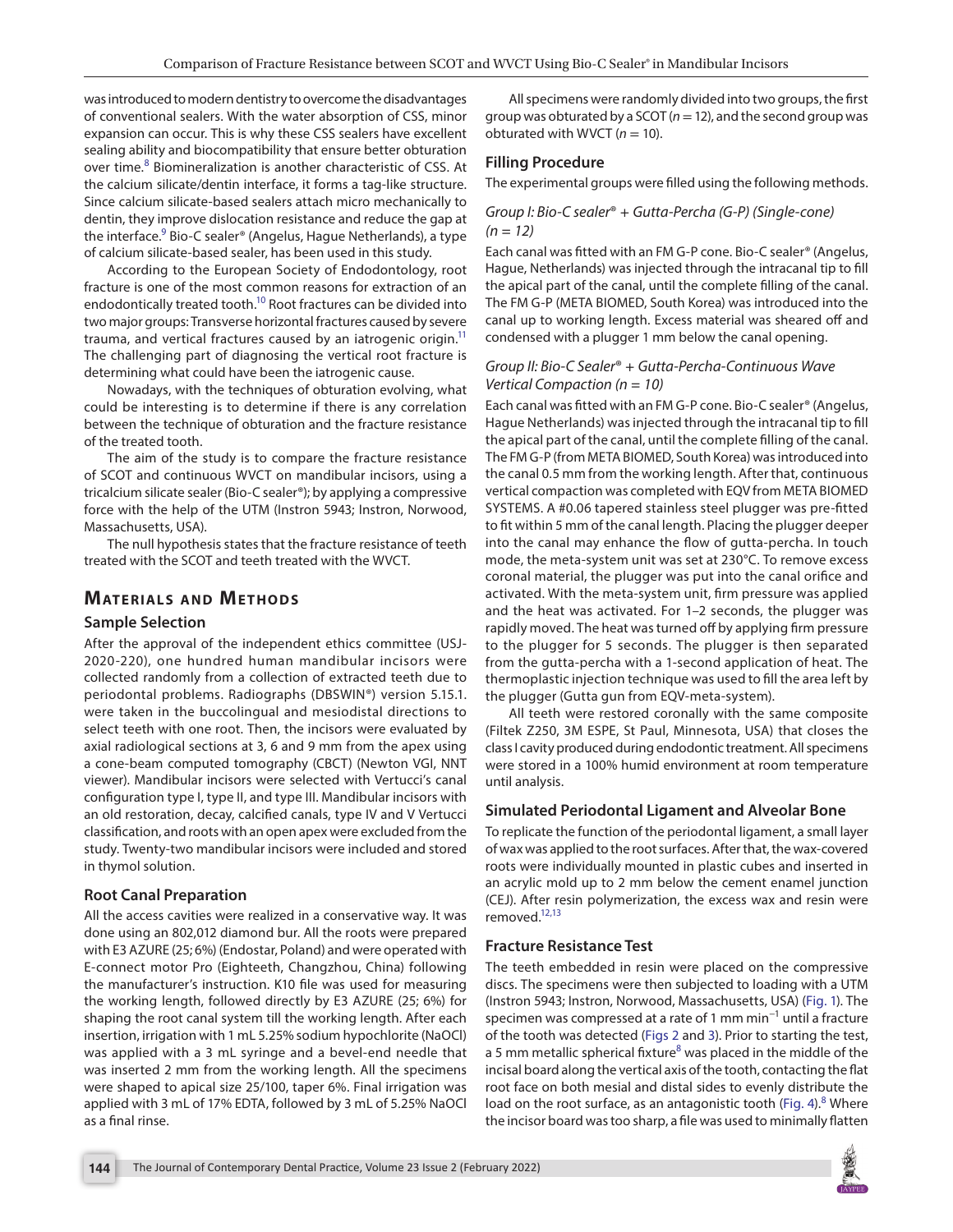was introduced to modern dentistry to overcome the disadvantages of conventional sealers. With the water absorption of CSS, minor expansion can occur. This is why these CSS sealers have excellent sealing ability and biocompatibility that ensure better obturation over time.[8] Biomineralization is another characteristic of CSS. At the calcium silicate/dentin interface, it forms a tag-like structure. Since calcium silicate-based sealers attach micro mechanically to dentin, they improve dislocation resistance and reduce the gap at the interface.[9] Bio-C sealer® (Angelus, Hague Netherlands), a type of calcium silicate-based sealer, has been used in this study.

According to the European Society of Endodontology, root fracture is one of the most common reasons for extraction of an endodontically treated tooth.[10] Root fractures can be divided into two major groups: Transverse horizontal fractures caused by severe trauma, and vertical fractures caused by an iatrogenic origin.[11] The challenging part of diagnosing the vertical root fracture is determining what could have been the iatrogenic cause.

Nowadays, with the techniques of obturation evolving, what could be interesting is to determine if there is any correlation between the technique of obturation and the fracture resistance of the treated tooth.

The aim of the study is to compare the fracture resistance of SCOT and continuous WVCT on mandibular incisors, using a tricalcium silicate sealer (Bio-C sealer®); by applying a compressive force with the help of the UTM (Instron 5943; Instron, Norwood, Massachusetts, USA).

The null hypothesis states that the fracture resistance of teeth treated with the SCOT and teeth treated with the WVCT.

## Materials and Methods

### Sample Selection

After the approval of the independent ethics committee (USJ-2020-220), one hundred human mandibular incisors were collected randomly from a collection of extracted teeth due to periodontal problems. Radiographs (DBSWIN®) version 5.15.1. were taken in the buccolingual and mesiodistal directions to select teeth with one root. Then, the incisors were evaluated by axial radiological sections at 3, 6 and 9 mm from the apex using a cone-beam computed tomography (CBCT) (Newton VGI, NNT viewer). Mandibular incisors were selected with Vertucci's canal configuration type I, type II, and type III. Mandibular incisors with an old restoration, decay, calcified canals, type IV and V Vertucci classification, and roots with an open apex were excluded from the study. Twenty-two mandibular incisors were included and stored in thymol solution.

### Root Canal Preparation

All the access cavities were realized in a conservative way. It was done using an 802,012 diamond bur. All the roots were prepared with E3 AZURE (25; 6%) (Endostar, Poland) and were operated with E-connect motor Pro (Eighteeth, Changzhou, China) following the manufacturer's instruction. K10 file was used for measuring the working length, followed directly by E3 AZURE (25; 6%) for shaping the root canal system till the working length. After each insertion, irrigation with 1 mL 5.25% sodium hypochlorite (NaOCl) was applied with a 3 mL syringe and a bevel-end needle that was inserted 2 mm from the working length. All the specimens were shaped to apical size 25/100, taper 6%. Final irrigation was applied with 3 mL of 17% EDTA, followed by 3 mL of 5.25% NaOCl as a final rinse.

All specimens were randomly divided into two groups, the first group was obturated by a SCOT ($n = 12$), and the second group was obturated with WVCT ($n = 10$).

### Filling Procedure

The experimental groups were filled using the following methods.

#### *Group I: Bio-C sealer® + Gutta-Percha (G-P) (Single-cone) (n = 12)*

Each canal was fitted with an FM G-P cone. Bio-C sealer® (Angelus, Hague, Netherlands) was injected through the intracanal tip to fill the apical part of the canal, until the complete filling of the canal. The FM G-P (META BIOMED, South Korea) was introduced into the canal up to working length. Excess material was sheared off and condensed with a plugger 1 mm below the canal opening.

#### *Group II: Bio-C Sealer® + Gutta-Percha-Continuous Wave Vertical Compaction (n = 10)*

Each canal was fitted with an FM G-P cone. Bio-C sealer® (Angelus, Hague Netherlands) was injected through the intracanal tip to fill the apical part of the canal, until the complete filling of the canal. The FM G-P (from META BIOMED, South Korea) was introduced into the canal 0.5 mm from the working length. After that, continuous vertical compaction was completed with EQV from META BIOMED SYSTEMS. A #0.06 tapered stainless steel plugger was pre-fitted to fit within 5 mm of the canal length. Placing the plugger deeper into the canal may enhance the flow of gutta-percha. In touch mode, the meta-system unit was set at 230°C. To remove excess coronal material, the plugger was put into the canal orifice and activated. With the meta-system unit, firm pressure was applied and the heat was activated. For 1–2 seconds, the plugger was rapidly moved. The heat was turned off by applying firm pressure to the plugger for 5 seconds. The plugger is then separated from the gutta-percha with a 1-second application of heat. The thermoplastic injection technique was used to fill the area left by the plugger (Gutta gun from EQV-meta-system).

All teeth were restored coronally with the same composite (Filtek Z250, 3M ESPE, St Paul, Minnesota, USA) that closes the class I cavity produced during endodontic treatment. All specimens were stored in a 100% humid environment at room temperature until analysis.

### Simulated Periodontal Ligament and Alveolar Bone

To replicate the function of the periodontal ligament, a small layer of wax was applied to the root surfaces. After that, the wax-covered roots were individually mounted in plastic cubes and inserted in an acrylic mold up to 2 mm below the cement enamel junction (CEJ). After resin polymerization, the excess wax and resin were removed.[12,13]

### Fracture Resistance Test

The teeth embedded in resin were placed on the compressive discs. The specimens were then subjected to loading with a UTM (Instron 5943; Instron, Norwood, Massachusetts, USA) (Fig. 1). The specimen was compressed at a rate of 1 mm $min^{-1}$ until a fracture of the tooth was detected (Figs 2 and 3). Prior to starting the test, a 5 mm metallic spherical fixture[8] was placed in the middle of the incisal board along the vertical axis of the tooth, contacting the flat root face on both mesial and distal sides to evenly distribute the load on the root surface, as an antagonistic tooth (Fig. 4).[8] Where the incisor board was too sharp, a file was used to minimally flatten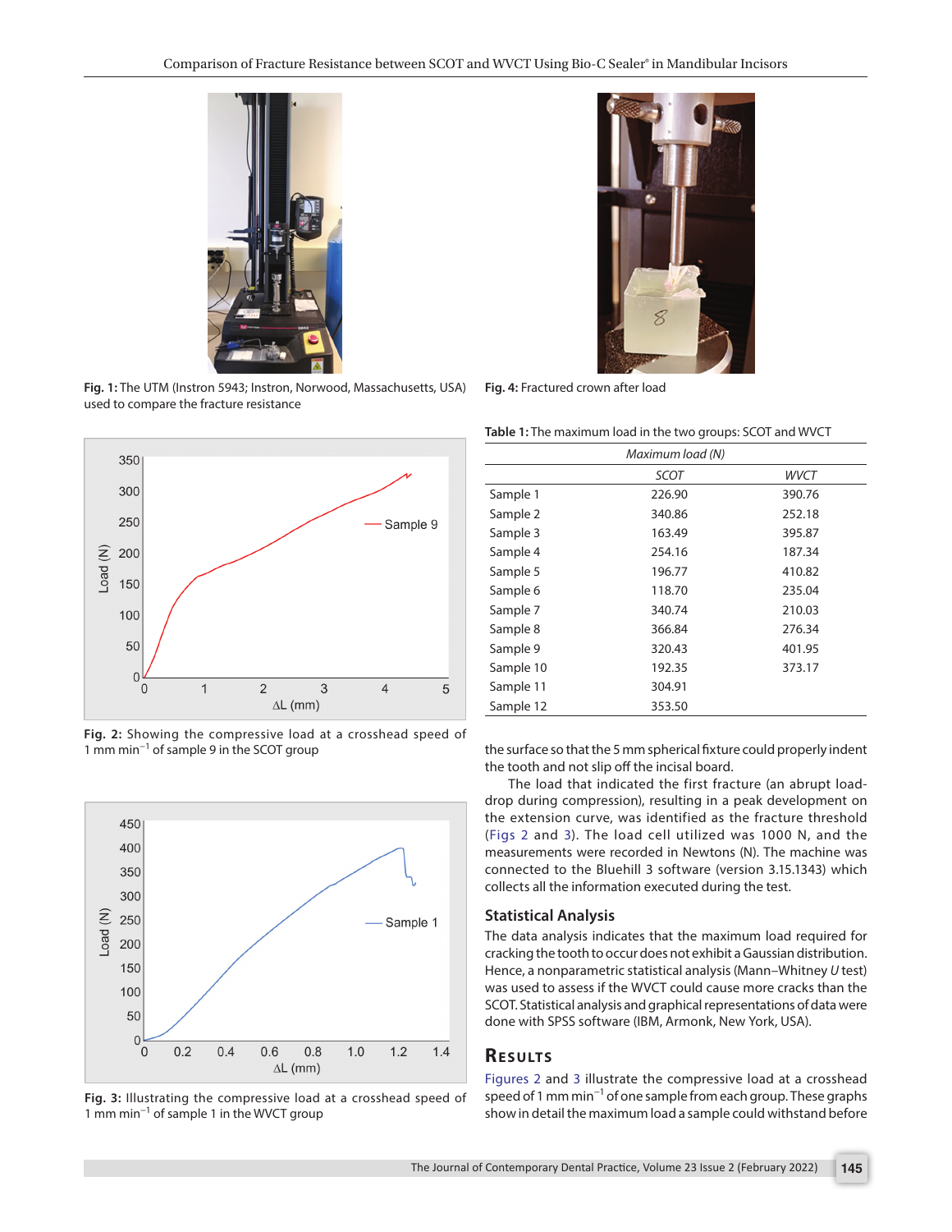Fig. 1: The UTM (Instron 5943; Instron, Norwood, Massachusetts, USA) used to compare the fracture resistance

Fig. 4: Fractured crown after load

Fig. 2: Showing the compressive load at a crosshead speed of 1 mm min$^{-1}$ of sample 9 in the SCOT group

Fig. 3: Illustrating the compressive load at a crosshead speed of 1 mm min$^{-1}$ of sample 1 in the WVCT group

**Table 1:** The maximum load in the two groups: SCOT and WVCT

| | *Maximum load (N)* | |
|---|---|---|
| | *SCOT* | *WVCT* |
| Sample 1 | 226.90 | 390.76 |
| Sample 2 | 340.86 | 252.18 |
| Sample 3 | 163.49 | 395.87 |
| Sample 4 | 254.16 | 187.34 |
| Sample 5 | 196.77 | 410.82 |
| Sample 6 | 118.70 | 235.04 |
| Sample 7 | 340.74 | 210.03 |
| Sample 8 | 366.84 | 276.34 |
| Sample 9 | 320.43 | 401.95 |
| Sample 10 | 192.35 | 373.17 |
| Sample 11 | 304.91 | |
| Sample 12 | 353.50 | |

the surface so that the 5 mm spherical fixture could properly indent the tooth and not slip off the incisal board.

The load that indicated the first fracture (an abrupt load-drop during compression), resulting in a peak development on the extension curve, was identified as the fracture threshold (Figs 2 and 3). The load cell utilized was 1000 N, and the measurements were recorded in Newtons (N). The machine was connected to the Bluehill 3 software (version 3.15.1343) which collects all the information executed during the test.

## Statistical Analysis

The data analysis indicates that the maximum load required for cracking the tooth to occur does not exhibit a Gaussian distribution. Hence, a nonparametric statistical analysis (Mann–Whitney *U* test) was used to assess if the WVCT could cause more cracks than the SCOT. Statistical analysis and graphical representations of data were done with SPSS software (IBM, Armonk, New York, USA).

## Results

Figures 2 and 3 illustrate the compressive load at a crosshead speed of 1 mm min$^{-1}$ of one sample from each group. These graphs show in detail the maximum load a sample could withstand before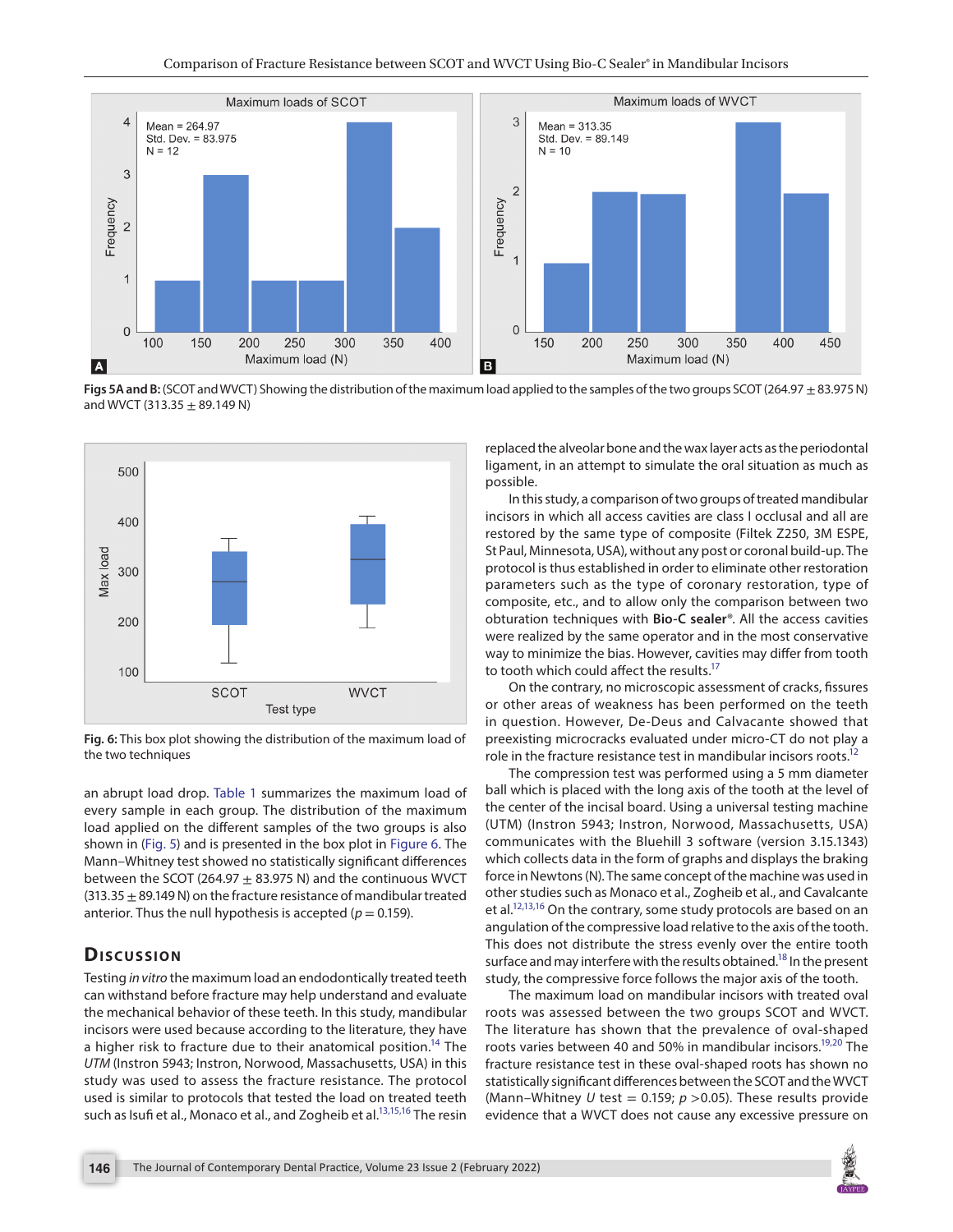Figs 5A and B: (SCOT and WVCT) Showing the distribution of the maximum load applied to the samples of the two groups SCOT (264.97 ± 83.975 N) and WVCT (313.35 ± 89.149 N)

Fig. 6: This box plot showing the distribution of the maximum load of the two techniques

an abrupt load drop. Table 1 summarizes the maximum load of every sample in each group. The distribution of the maximum load applied on the different samples of the two groups is also shown in (Fig. 5) and is presented in the box plot in Figure 6. The Mann–Whitney test showed no statistically significant differences between the SCOT (264.97 ± 83.975 N) and the continuous WVCT (313.35 ± 89.149 N) on the fracture resistance of mandibular treated anterior. Thus the null hypothesis is accepted ($p = 0.159$).

## Discussion

Testing *in vitro* the maximum load an endodontically treated teeth can withstand before fracture may help understand and evaluate the mechanical behavior of these teeth. In this study, mandibular incisors were used because according to the literature, they have a higher risk to fracture due to their anatomical position.[14] The *UTM* (Instron 5943; Instron, Norwood, Massachusetts, USA) in this study was used to assess the fracture resistance. The protocol used is similar to protocols that tested the load on treated teeth such as Isufi et al., Monaco et al., and Zogheib et al.[13,15,16] The resin replaced the alveolar bone and the wax layer acts as the periodontal ligament, in an attempt to simulate the oral situation as much as possible.

In this study, a comparison of two groups of treated mandibular incisors in which all access cavities are class I occlusal and all are restored by the same type of composite (Filtek Z250, 3M ESPE, St Paul, Minnesota, USA), without any post or coronal build-up. The protocol is thus established in order to eliminate other restoration parameters such as the type of coronary restoration, type of composite, etc., and to allow only the comparison between two obturation techniques with **Bio-C sealer®**. All the access cavities were realized by the same operator and in the most conservative way to minimize the bias. However, cavities may differ from tooth to tooth which could affect the results.[17]

On the contrary, no microscopic assessment of cracks, fissures or other areas of weakness has been performed on the teeth in question. However, De-Deus and Calvacante showed that preexisting microcracks evaluated under micro-CT do not play a role in the fracture resistance test in mandibular incisors roots.[12]

The compression test was performed using a 5 mm diameter ball which is placed with the long axis of the tooth at the level of the center of the incisal board. Using a universal testing machine (UTM) (Instron 5943; Instron, Norwood, Massachusetts, USA) communicates with the Bluehill 3 software (version 3.15.1343) which collects data in the form of graphs and displays the braking force in Newtons (N). The same concept of the machine was used in other studies such as Monaco et al., Zogheib et al., and Cavalcante et al.[12,13,16] On the contrary, some study protocols are based on an angulation of the compressive load relative to the axis of the tooth. This does not distribute the stress evenly over the entire tooth surface and may interfere with the results obtained.[18] In the present study, the compressive force follows the major axis of the tooth.

The maximum load on mandibular incisors with treated oval roots was assessed between the two groups SCOT and WVCT. The literature has shown that the prevalence of oval-shaped roots varies between 40 and 50% in mandibular incisors.[19,20] The fracture resistance test in these oval-shaped roots has shown no statistically significant differences between the SCOT and the WVCT (Mann–Whitney *U* test = 0.159; $p > 0.05$). These results provide evidence that a WVCT does not cause any excessive pressure on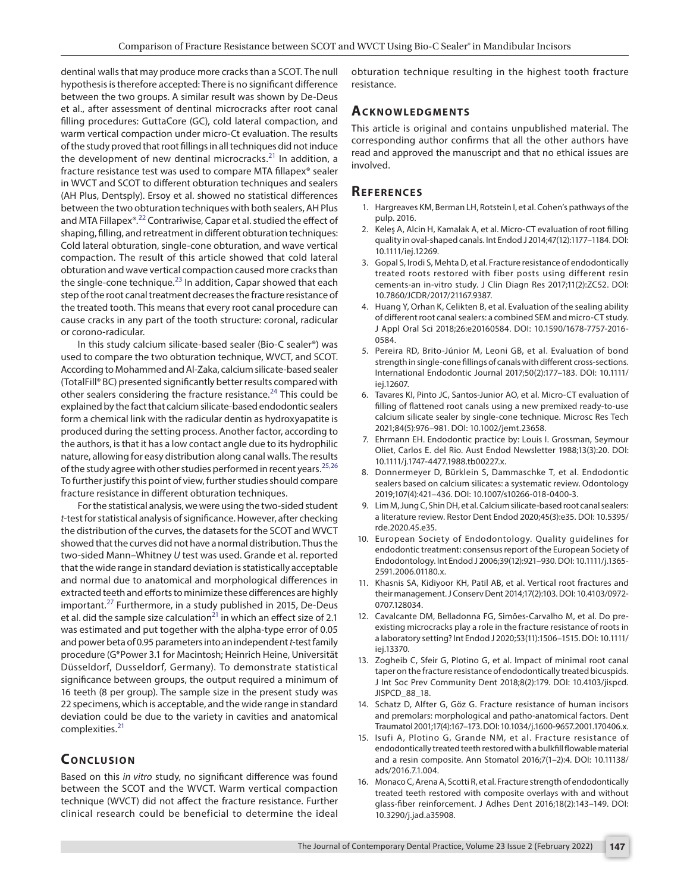dentinal walls that may produce more cracks than a SCOT. The null hypothesis is therefore accepted: There is no significant difference between the two groups. A similar result was shown by De-Deus et al., after assessment of dentinal microcracks after root canal filling procedures: GuttaCore (GC), cold lateral compaction, and warm vertical compaction under micro-Ct evaluation. The results of the study proved that root fillings in all techniques did not induce the development of new dentinal microcracks.[21] In addition, a fracture resistance test was used to compare MTA fillapex® sealer in WVCT and SCOT to different obturation techniques and sealers (AH Plus, Dentsply). Ersoy et al. showed no statistical differences between the two obturation techniques with both sealers, AH Plus and MTA Fillapex®.[22] Contrariwise, Capar et al. studied the effect of shaping, filling, and retreatment in different obturation techniques: Cold lateral obturation, single-cone obturation, and wave vertical compaction. The result of this article showed that cold lateral obturation and wave vertical compaction caused more cracks than the single-cone technique.[23] In addition, Capar showed that each step of the root canal treatment decreases the fracture resistance of the treated tooth. This means that every root canal procedure can cause cracks in any part of the tooth structure: coronal, radicular or corono-radicular.

In this study calcium silicate-based sealer (Bio-C sealer®) was used to compare the two obturation technique, WVCT, and SCOT. According to Mohammed and Al-Zaka, calcium silicate-based sealer (TotalFill® BC) presented significantly better results compared with other sealers considering the fracture resistance.[24] This could be explained by the fact that calcium silicate-based endodontic sealers form a chemical link with the radicular dentin as hydroxyapatite is produced during the setting process. Another factor, according to the authors, is that it has a low contact angle due to its hydrophilic nature, allowing for easy distribution along canal walls. The results of the study agree with other studies performed in recent years.[25,26] To further justify this point of view, further studies should compare fracture resistance in different obturation techniques.

For the statistical analysis, we were using the two-sided student *t*-test for statistical analysis of significance. However, after checking the distribution of the curves, the datasets for the SCOT and WVCT showed that the curves did not have a normal distribution. Thus the two-sided Mann–Whitney *U* test was used. Grande et al. reported that the wide range in standard deviation is statistically acceptable and normal due to anatomical and morphological differences in extracted teeth and efforts to minimize these differences are highly important.[27] Furthermore, in a study published in 2015, De-Deus et al. did the sample size calculation[21] in which an effect size of 2.1 was estimated and put together with the alpha-type error of 0.05 and power beta of 0.95 parameters into an independent *t*-test family procedure (G*Power 3.1 for Macintosh; Heinrich Heine, Universität Düsseldorf, Dusseldorf, Germany). To demonstrate statistical significance between groups, the output required a minimum of 16 teeth (8 per group). The sample size in the present study was 22 specimens, which is acceptable, and the wide range in standard deviation could be due to the variety in cavities and anatomical complexities.[21]

## Conclusion

Based on this *in vitro* study, no significant difference was found between the SCOT and the WVCT. Warm vertical compaction technique (WVCT) did not affect the fracture resistance. Further clinical research could be beneficial to determine the ideal obturation technique resulting in the highest tooth fracture resistance.

## Acknowledgments

This article is original and contains unpublished material. The corresponding author confirms that all the other authors have read and approved the manuscript and that no ethical issues are involved.

## References

1. Hargreaves KM, Berman LH, Rotstein I, et al. Cohen's pathways of the pulp. 2016.
2. Keleş A, Alcin H, Kamalak A, et al. Micro-CT evaluation of root filling quality in oval-shaped canals. Int Endod J 2014;47(12):1177–1184. DOI: 10.1111/iej.12269.
3. Gopal S, Irodi S, Mehta D, et al. Fracture resistance of endodontically treated roots restored with fiber posts using different resin cements-an in-vitro study. J Clin Diagn Res 2017;11(2):ZC52. DOI: 10.7860/JCDR/2017/21167.9387.
4. Huang Y, Orhan K, Celikten B, et al. Evaluation of the sealing ability of different root canal sealers: a combined SEM and micro-CT study. J Appl Oral Sci 2018;26:e20160584. DOI: 10.1590/1678-7757-2016-0584.
5. Pereira RD, Brito-Júnior M, Leoni GB, et al. Evaluation of bond strength in single-cone fillings of canals with different cross-sections. International Endodontic Journal 2017;50(2):177–183. DOI: 10.1111/iej.12607.
6. Tavares KI, Pinto JC, Santos-Junior AO, et al. Micro-CT evaluation of filling of flattened root canals using a new premixed ready-to-use calcium silicate sealer by single-cone technique. Microsc Res Tech 2021;84(5):976–981. DOI: 10.1002/jemt.23658.
7. Ehrmann EH. Endodontic practice by: Louis I. Grossman, Seymour Oliet, Carlos E. del Rio. Aust Endod Newsletter 1988;13(3):20. DOI: 10.1111/j.1747-4477.1988.tb00227.x.
8. Donnermeyer D, Bürklein S, Dammaschke T, et al. Endodontic sealers based on calcium silicates: a systematic review. Odontology 2019;107(4):421–436. DOI: 10.1007/s10266-018-0400-3.
9. Lim M, Jung C, Shin DH, et al. Calcium silicate-based root canal sealers: a literature review. Restor Dent Endod 2020;45(3):e35. DOI: 10.5395/rde.2020.45.e35.
10. European Society of Endodontology. Quality guidelines for endodontic treatment: consensus report of the European Society of Endodontology. Int Endod J 2006;39(12):921–930. DOI: 10.1111/j.1365-2591.2006.01180.x.
11. Khasnis SA, Kidiyoor KH, Patil AB, et al. Vertical root fractures and their management. J Conserv Dent 2014;17(2):103. DOI: 10.4103/0972-0707.128034.
12. Cavalcante DM, Belladonna FG, Simões-Carvalho M, et al. Do pre-existing microcracks play a role in the fracture resistance of roots in a laboratory setting? Int Endod J 2020;53(11):1506–1515. DOI: 10.1111/iej.13370.
13. Zogheib C, Sfeir G, Plotino G, et al. Impact of minimal root canal taper on the fracture resistance of endodontically treated bicuspids. J Int Soc Prev Community Dent 2018;8(2):179. DOI: 10.4103/jispcd.JISPCD_88_18.
14. Schatz D, Alfter G, Göz G. Fracture resistance of human incisors and premolars: morphological and patho-anatomical factors. Dent Traumatol 2001;17(4):167–173. DOI: 10.1034/j.1600-9657.2001.170406.x.
15. Isufi A, Plotino G, Grande NM, et al. Fracture resistance of endodontically treated teeth restored with a bulkfill flowable material and a resin composite. Ann Stomatol 2016;7(1–2):4. DOI: 10.11138/ads/2016.7.1.004.
16. Monaco C, Arena A, Scotti R, et al. Fracture strength of endodontically treated teeth restored with composite overlays with and without glass-fiber reinforcement. J Adhes Dent 2016;18(2):143–149. DOI: 10.3290/j.jad.a35908.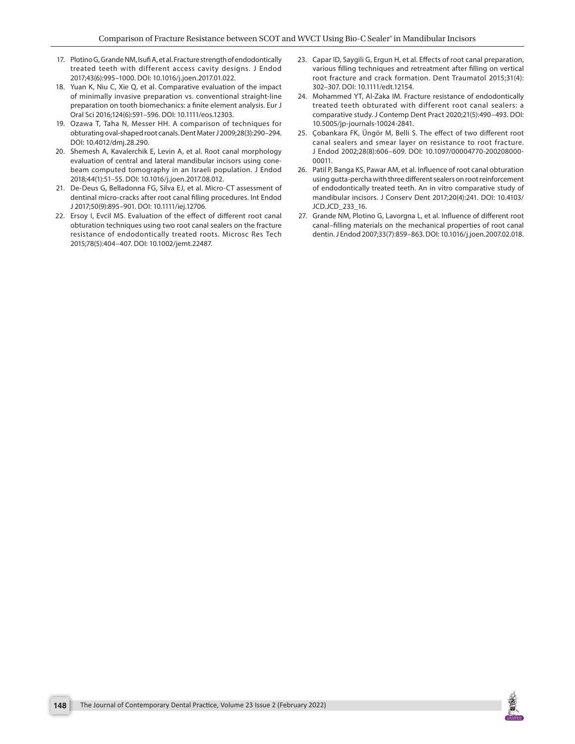17. Plotino G, Grande NM, Isufi A, et al. Fracture strength of endodontically treated teeth with different access cavity designs. J Endod 2017;43(6):995–1000. DOI: 10.1016/j.joen.2017.01.022.
18. Yuan K, Niu C, Xie Q, et al. Comparative evaluation of the impact of minimally invasive preparation vs. conventional straight-line preparation on tooth biomechanics: a finite element analysis. Eur J Oral Sci 2016;124(6):591–596. DOI: 10.1111/eos.12303.
19. Ozawa T, Taha N, Messer HH. A comparison of techniques for obturating oval-shaped root canals. Dent Mater J 2009;28(3):290–294. DOI: 10.4012/dmj.28.290.
20. Shemesh A, Kavalerchik E, Levin A, et al. Root canal morphology evaluation of central and lateral mandibular incisors using cone-beam computed tomography in an Israeli population. J Endod 2018;44(1):51–55. DOI: 10.1016/j.joen.2017.08.012.
21. De-Deus G, Belladonna FG, Silva EJ, et al. Micro-CT assessment of dentinal micro-cracks after root canal filling procedures. Int Endod J 2017;50(9):895–901. DOI: 10.1111/iej.12706.
22. Ersoy I, Evcil MS. Evaluation of the effect of different root canal obturation techniques using two root canal sealers on the fracture resistance of endodontically treated roots. Microsc Res Tech 2015;78(5):404–407. DOI: 10.1002/jemt.22487.
23. Capar ID, Saygili G, Ergun H, et al. Effects of root canal preparation, various filling techniques and retreatment after filling on vertical root fracture and crack formation. Dent Traumatol 2015;31(4): 302–307. DOI: 10.1111/edt.12154.
24. Mohammed YT, Al-Zaka IM. Fracture resistance of endodontically treated teeth obturated with different root canal sealers: a comparative study. J Contemp Dent Pract 2020;21(5):490–493. DOI: 10.5005/jp-journals-10024-2841.
25. Çobankara FK, Üngör M, Belli S. The effect of two different root canal sealers and smear layer on resistance to root fracture. J Endod 2002;28(8):606–609. DOI: 10.1097/00004770-200208000-00011.
26. Patil P, Banga KS, Pawar AM, et al. Influence of root canal obturation using gutta-percha with three different sealers on root reinforcement of endodontically treated teeth. An in vitro comparative study of mandibular incisors. J Conserv Dent 2017;20(4):241. DOI: 10.4103/JCD.JCD_233_16.
27. Grande NM, Plotino G, Lavorgna L, et al. Influence of different root canal–filling materials on the mechanical properties of root canal dentin. J Endod 2007;33(7):859–863. DOI: 10.1016/j.joen.2007.02.018.